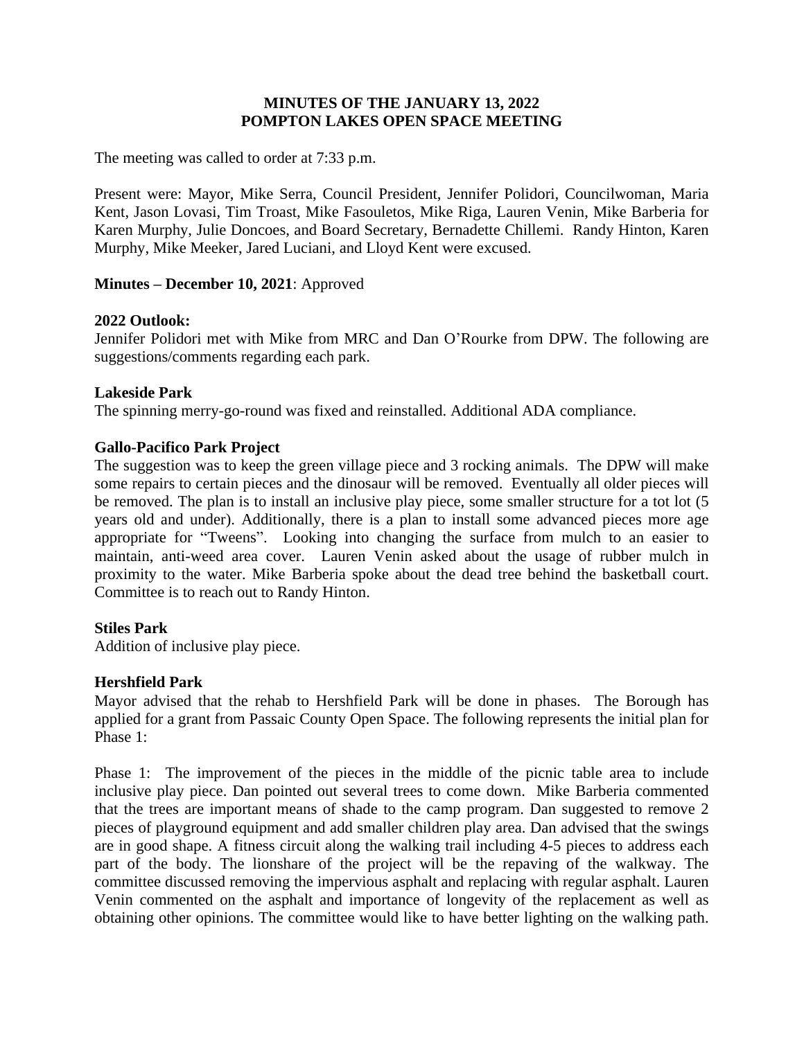# MINUTES OF THE JANUARY 13, 2022
# POMPTON LAKES OPEN SPACE MEETING

The meeting was called to order at 7:33 p.m.

Present were: Mayor, Mike Serra, Council President, Jennifer Polidori, Councilwoman, Maria Kent, Jason Lovasi, Tim Troast, Mike Fasouletos, Mike Riga, Lauren Venin, Mike Barberia for Karen Murphy, Julie Doncoes, and Board Secretary, Bernadette Chillemi. Randy Hinton, Karen Murphy, Mike Meeker, Jared Luciani, and Lloyd Kent were excused.

**Minutes – December 10, 2021**: Approved

**2022 Outlook:**
Jennifer Polidori met with Mike from MRC and Dan O'Rourke from DPW. The following are suggestions/comments regarding each park.

**Lakeside Park**
The spinning merry-go-round was fixed and reinstalled. Additional ADA compliance.

**Gallo-Pacifico Park Project**
The suggestion was to keep the green village piece and 3 rocking animals. The DPW will make some repairs to certain pieces and the dinosaur will be removed. Eventually all older pieces will be removed. The plan is to install an inclusive play piece, some smaller structure for a tot lot (5 years old and under). Additionally, there is a plan to install some advanced pieces more age appropriate for "Tweens". Looking into changing the surface from mulch to an easier to maintain, anti-weed area cover. Lauren Venin asked about the usage of rubber mulch in proximity to the water. Mike Barberia spoke about the dead tree behind the basketball court. Committee is to reach out to Randy Hinton.

**Stiles Park**
Addition of inclusive play piece.

**Hershfield Park**
Mayor advised that the rehab to Hershfield Park will be done in phases. The Borough has applied for a grant from Passaic County Open Space. The following represents the initial plan for Phase 1:

Phase 1: The improvement of the pieces in the middle of the picnic table area to include inclusive play piece. Dan pointed out several trees to come down. Mike Barberia commented that the trees are important means of shade to the camp program. Dan suggested to remove 2 pieces of playground equipment and add smaller children play area. Dan advised that the swings are in good shape. A fitness circuit along the walking trail including 4-5 pieces to address each part of the body. The lionshare of the project will be the repaving of the walkway. The committee discussed removing the impervious asphalt and replacing with regular asphalt. Lauren Venin commented on the asphalt and importance of longevity of the replacement as well as obtaining other opinions. The committee would like to have better lighting on the walking path.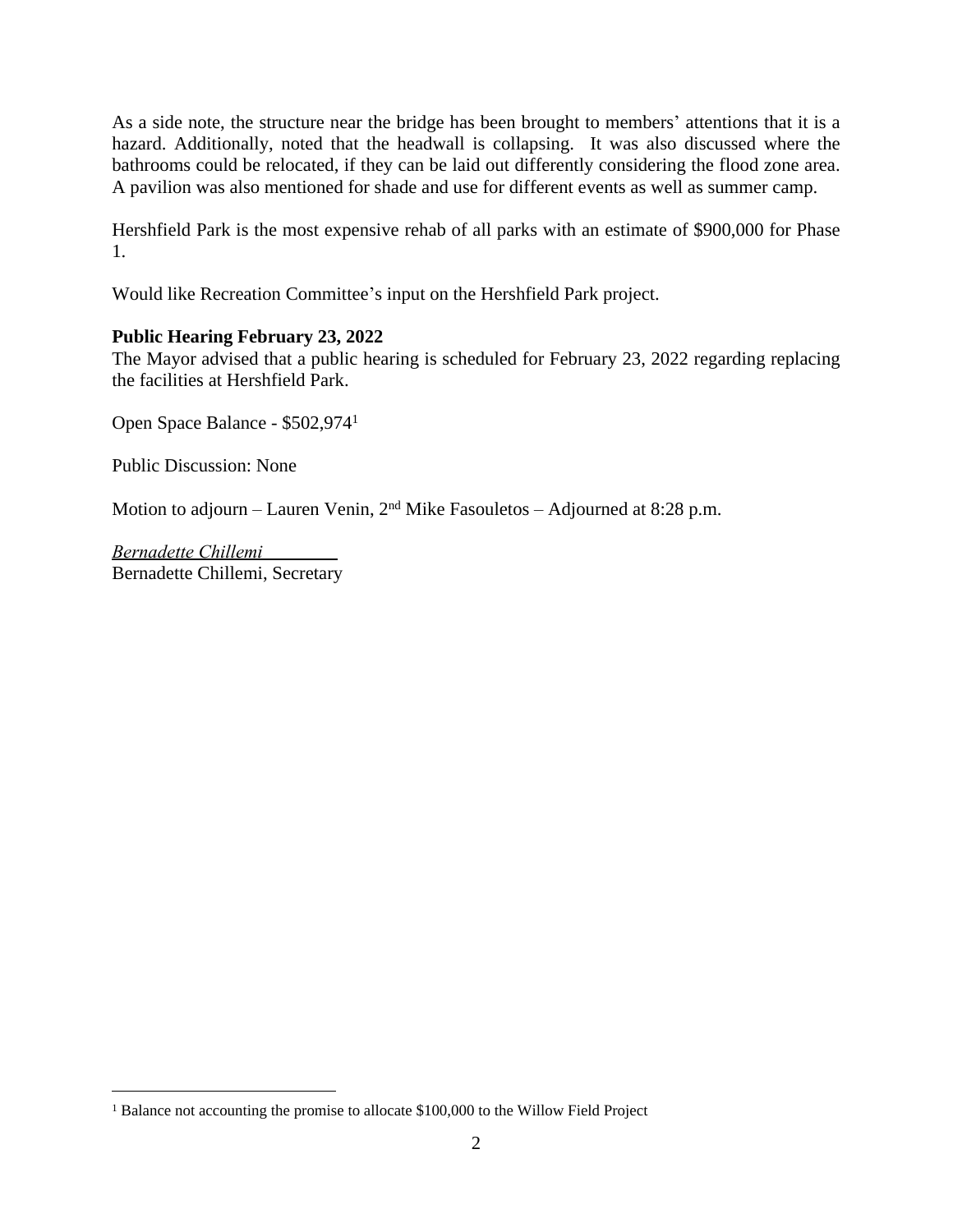As a side note, the structure near the bridge has been brought to members' attentions that it is a hazard. Additionally, noted that the headwall is collapsing. It was also discussed where the bathrooms could be relocated, if they can be laid out differently considering the flood zone area. A pavilion was also mentioned for shade and use for different events as well as summer camp.

Hershfield Park is the most expensive rehab of all parks with an estimate of $900,000 for Phase 1.

Would like Recreation Committee's input on the Hershfield Park project.

**Public Hearing February 23, 2022**
The Mayor advised that a public hearing is scheduled for February 23, 2022 regarding replacing the facilities at Hershfield Park.

Open Space Balance - $502,974[1]

Public Discussion: None

Motion to adjourn – Lauren Venin, 2nd Mike Fasouletos – Adjourned at 8:28 p.m.

*Bernadette Chillemi*
Bernadette Chillemi, Secretary

[1] Balance not accounting the promise to allocate $100,000 to the Willow Field Project